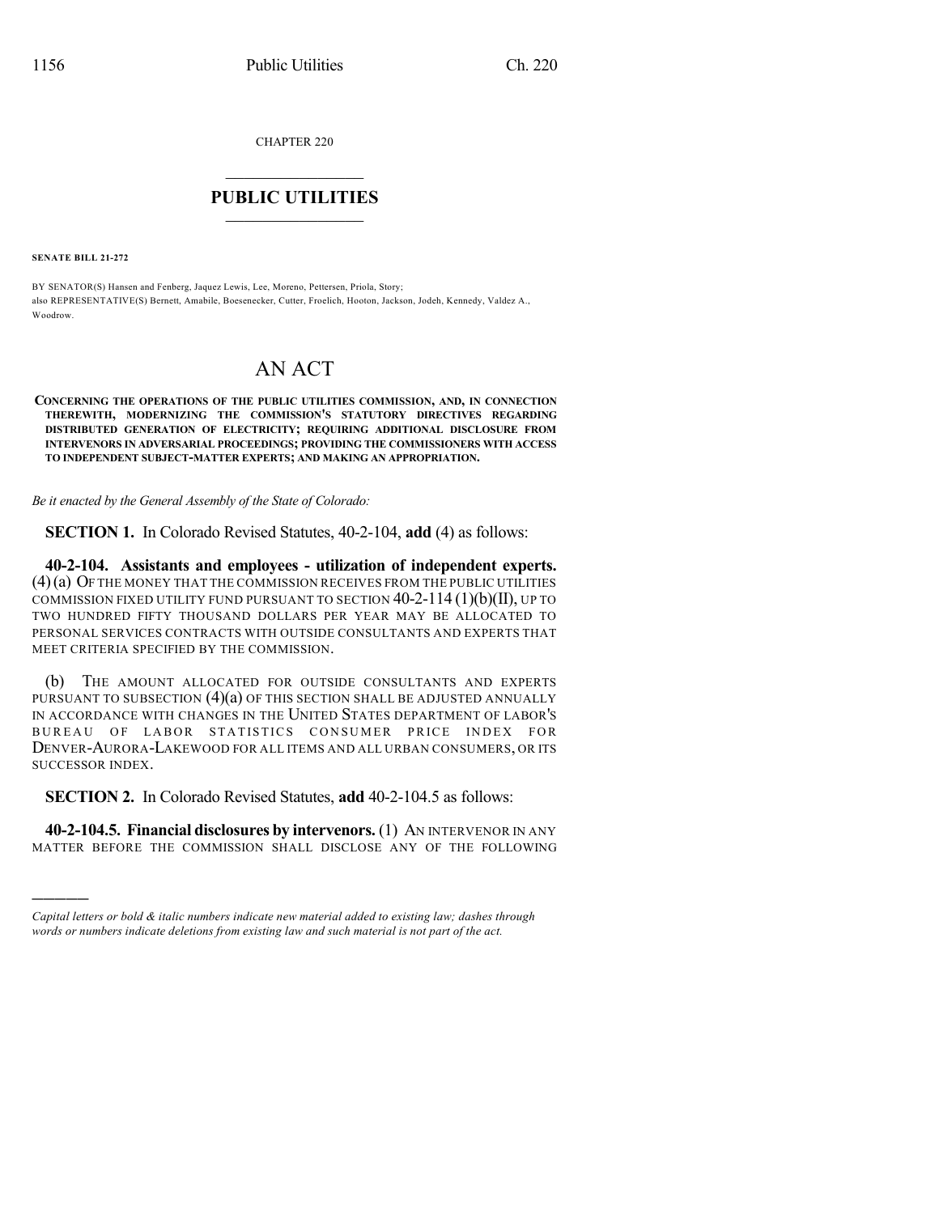CHAPTER 220

# PUBLIC UTILITIES

**SENATE BILL 21-272**

BY SENATOR(S) Hansen and Fenberg, Jaquez Lewis, Lee, Moreno, Pettersen, Priola, Story;
also REPRESENTATIVE(S) Bernett, Amabile, Boesenecker, Cutter, Froelich, Hooton, Jackson, Jodeh, Kennedy, Valdez A., Woodrow.

# AN ACT

**CONCERNING THE OPERATIONS OF THE PUBLIC UTILITIES COMMISSION, AND, IN CONNECTION THEREWITH, MODERNIZING THE COMMISSION'S STATUTORY DIRECTIVES REGARDING DISTRIBUTED GENERATION OF ELECTRICITY; REQUIRING ADDITIONAL DISCLOSURE FROM INTERVENORS IN ADVERSARIAL PROCEEDINGS; PROVIDING THE COMMISSIONERS WITH ACCESS TO INDEPENDENT SUBJECT-MATTER EXPERTS; AND MAKING AN APPROPRIATION.**

*Be it enacted by the General Assembly of the State of Colorado:*

**SECTION 1.** In Colorado Revised Statutes, 40-2-104, **add** (4) as follows:

**40-2-104. Assistants and employees - utilization of independent experts.** (4) (a) OF THE MONEY THAT THE COMMISSION RECEIVES FROM THE PUBLIC UTILITIES COMMISSION FIXED UTILITY FUND PURSUANT TO SECTION 40-2-114 (1)(b)(II), UP TO TWO HUNDRED FIFTY THOUSAND DOLLARS PER YEAR MAY BE ALLOCATED TO PERSONAL SERVICES CONTRACTS WITH OUTSIDE CONSULTANTS AND EXPERTS THAT MEET CRITERIA SPECIFIED BY THE COMMISSION.

(b) THE AMOUNT ALLOCATED FOR OUTSIDE CONSULTANTS AND EXPERTS PURSUANT TO SUBSECTION (4)(a) OF THIS SECTION SHALL BE ADJUSTED ANNUALLY IN ACCORDANCE WITH CHANGES IN THE UNITED STATES DEPARTMENT OF LABOR'S BUREAU OF LABOR STATISTICS CONSUMER PRICE INDEX FOR DENVER-AURORA-LAKEWOOD FOR ALL ITEMS AND ALL URBAN CONSUMERS, OR ITS SUCCESSOR INDEX.

**SECTION 2.** In Colorado Revised Statutes, **add** 40-2-104.5 as follows:

**40-2-104.5. Financial disclosures by intervenors.** (1) AN INTERVENOR IN ANY MATTER BEFORE THE COMMISSION SHALL DISCLOSE ANY OF THE FOLLOWING

———

*Capital letters or bold & italic numbers indicate new material added to existing law; dashes through words or numbers indicate deletions from existing law and such material is not part of the act.*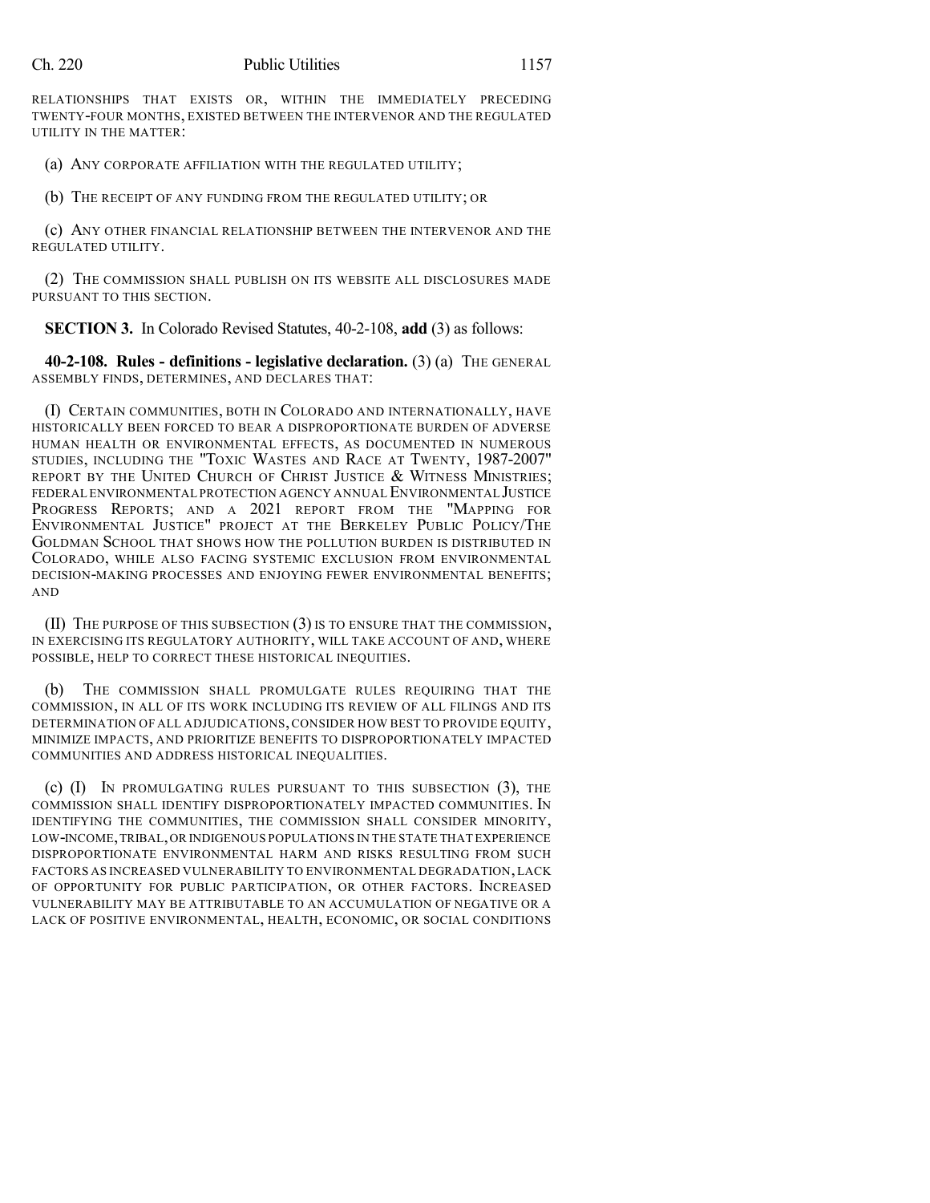RELATIONSHIPS THAT EXISTS OR, WITHIN THE IMMEDIATELY PRECEDING TWENTY-FOUR MONTHS, EXISTED BETWEEN THE INTERVENOR AND THE REGULATED UTILITY IN THE MATTER:

(a) ANY CORPORATE AFFILIATION WITH THE REGULATED UTILITY;

(b) THE RECEIPT OF ANY FUNDING FROM THE REGULATED UTILITY; OR

(c) ANY OTHER FINANCIAL RELATIONSHIP BETWEEN THE INTERVENOR AND THE REGULATED UTILITY.

(2) THE COMMISSION SHALL PUBLISH ON ITS WEBSITE ALL DISCLOSURES MADE PURSUANT TO THIS SECTION.

**SECTION 3.** In Colorado Revised Statutes, 40-2-108, **add** (3) as follows:

**40-2-108. Rules - definitions - legislative declaration.** (3) (a) THE GENERAL ASSEMBLY FINDS, DETERMINES, AND DECLARES THAT:

(I) CERTAIN COMMUNITIES, BOTH IN COLORADO AND INTERNATIONALLY, HAVE HISTORICALLY BEEN FORCED TO BEAR A DISPROPORTIONATE BURDEN OF ADVERSE HUMAN HEALTH OR ENVIRONMENTAL EFFECTS, AS DOCUMENTED IN NUMEROUS STUDIES, INCLUDING THE "TOXIC WASTES AND RACE AT TWENTY, 1987-2007" REPORT BY THE UNITED CHURCH OF CHRIST JUSTICE & WITNESS MINISTRIES; FEDERAL ENVIRONMENTAL PROTECTION AGENCY ANNUAL ENVIRONMENTAL JUSTICE PROGRESS REPORTS; AND A 2021 REPORT FROM THE "MAPPING FOR ENVIRONMENTAL JUSTICE" PROJECT AT THE BERKELEY PUBLIC POLICY/THE GOLDMAN SCHOOL THAT SHOWS HOW THE POLLUTION BURDEN IS DISTRIBUTED IN COLORADO, WHILE ALSO FACING SYSTEMIC EXCLUSION FROM ENVIRONMENTAL DECISION-MAKING PROCESSES AND ENJOYING FEWER ENVIRONMENTAL BENEFITS; AND

(II) THE PURPOSE OF THIS SUBSECTION (3) IS TO ENSURE THAT THE COMMISSION, IN EXERCISING ITS REGULATORY AUTHORITY, WILL TAKE ACCOUNT OF AND, WHERE POSSIBLE, HELP TO CORRECT THESE HISTORICAL INEQUITIES.

(b) THE COMMISSION SHALL PROMULGATE RULES REQUIRING THAT THE COMMISSION, IN ALL OF ITS WORK INCLUDING ITS REVIEW OF ALL FILINGS AND ITS DETERMINATION OF ALL ADJUDICATIONS, CONSIDER HOW BEST TO PROVIDE EQUITY, MINIMIZE IMPACTS, AND PRIORITIZE BENEFITS TO DISPROPORTIONATELY IMPACTED COMMUNITIES AND ADDRESS HISTORICAL INEQUALITIES.

(c) (I) IN PROMULGATING RULES PURSUANT TO THIS SUBSECTION (3), THE COMMISSION SHALL IDENTIFY DISPROPORTIONATELY IMPACTED COMMUNITIES. IN IDENTIFYING THE COMMUNITIES, THE COMMISSION SHALL CONSIDER MINORITY, LOW-INCOME, TRIBAL, OR INDIGENOUS POPULATIONS IN THE STATE THAT EXPERIENCE DISPROPORTIONATE ENVIRONMENTAL HARM AND RISKS RESULTING FROM SUCH FACTORS AS INCREASED VULNERABILITY TO ENVIRONMENTAL DEGRADATION, LACK OF OPPORTUNITY FOR PUBLIC PARTICIPATION, OR OTHER FACTORS. INCREASED VULNERABILITY MAY BE ATTRIBUTABLE TO AN ACCUMULATION OF NEGATIVE OR A LACK OF POSITIVE ENVIRONMENTAL, HEALTH, ECONOMIC, OR SOCIAL CONDITIONS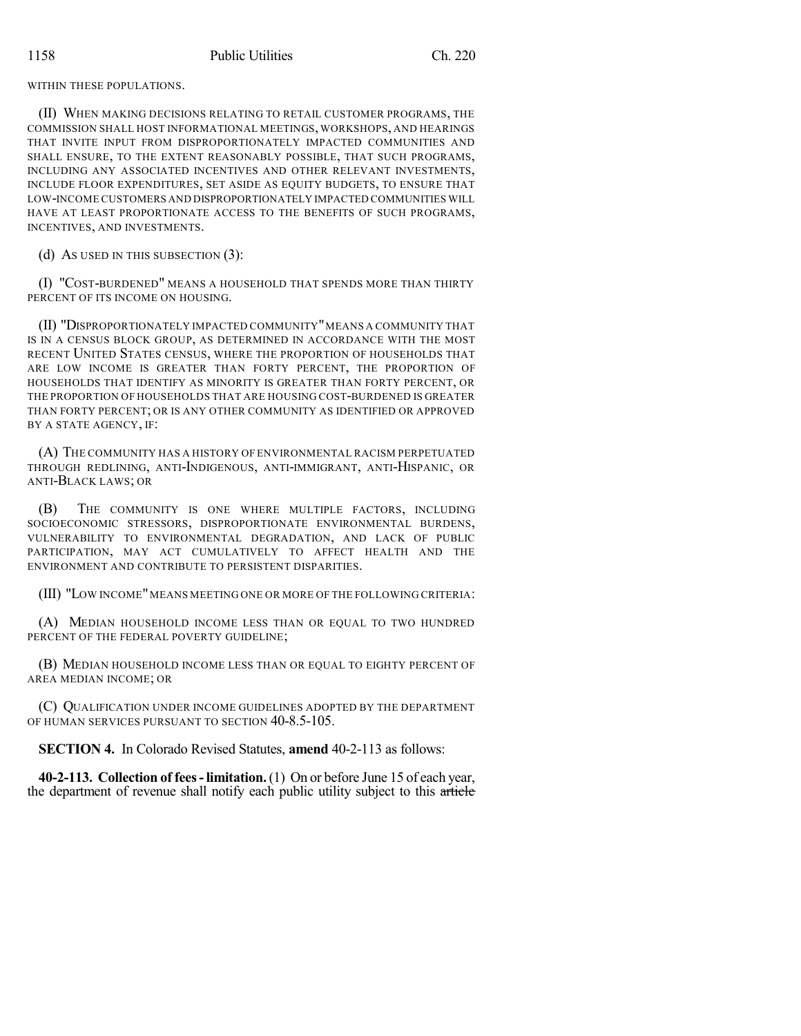WITHIN THESE POPULATIONS.

(II) WHEN MAKING DECISIONS RELATING TO RETAIL CUSTOMER PROGRAMS, THE COMMISSION SHALL HOST INFORMATIONAL MEETINGS, WORKSHOPS, AND HEARINGS THAT INVITE INPUT FROM DISPROPORTIONATELY IMPACTED COMMUNITIES AND SHALL ENSURE, TO THE EXTENT REASONABLY POSSIBLE, THAT SUCH PROGRAMS, INCLUDING ANY ASSOCIATED INCENTIVES AND OTHER RELEVANT INVESTMENTS, INCLUDE FLOOR EXPENDITURES, SET ASIDE AS EQUITY BUDGETS, TO ENSURE THAT LOW-INCOME CUSTOMERS AND DISPROPORTIONATELY IMPACTED COMMUNITIES WILL HAVE AT LEAST PROPORTIONATE ACCESS TO THE BENEFITS OF SUCH PROGRAMS, INCENTIVES, AND INVESTMENTS.

(d) AS USED IN THIS SUBSECTION (3):

(I) "COST-BURDENED" MEANS A HOUSEHOLD THAT SPENDS MORE THAN THIRTY PERCENT OF ITS INCOME ON HOUSING.

(II) "DISPROPORTIONATELY IMPACTED COMMUNITY" MEANS A COMMUNITY THAT IS IN A CENSUS BLOCK GROUP, AS DETERMINED IN ACCORDANCE WITH THE MOST RECENT UNITED STATES CENSUS, WHERE THE PROPORTION OF HOUSEHOLDS THAT ARE LOW INCOME IS GREATER THAN FORTY PERCENT, THE PROPORTION OF HOUSEHOLDS THAT IDENTIFY AS MINORITY IS GREATER THAN FORTY PERCENT, OR THE PROPORTION OF HOUSEHOLDS THAT ARE HOUSING COST-BURDENED IS GREATER THAN FORTY PERCENT; OR IS ANY OTHER COMMUNITY AS IDENTIFIED OR APPROVED BY A STATE AGENCY, IF:

(A) THE COMMUNITY HAS A HISTORY OF ENVIRONMENTAL RACISM PERPETUATED THROUGH REDLINING, ANTI-INDIGENOUS, ANTI-IMMIGRANT, ANTI-HISPANIC, OR ANTI-BLACK LAWS; OR

(B) THE COMMUNITY IS ONE WHERE MULTIPLE FACTORS, INCLUDING SOCIOECONOMIC STRESSORS, DISPROPORTIONATE ENVIRONMENTAL BURDENS, VULNERABILITY TO ENVIRONMENTAL DEGRADATION, AND LACK OF PUBLIC PARTICIPATION, MAY ACT CUMULATIVELY TO AFFECT HEALTH AND THE ENVIRONMENT AND CONTRIBUTE TO PERSISTENT DISPARITIES.

(III) "LOW INCOME" MEANS MEETING ONE OR MORE OF THE FOLLOWING CRITERIA:

(A) MEDIAN HOUSEHOLD INCOME LESS THAN OR EQUAL TO TWO HUNDRED PERCENT OF THE FEDERAL POVERTY GUIDELINE;

(B) MEDIAN HOUSEHOLD INCOME LESS THAN OR EQUAL TO EIGHTY PERCENT OF AREA MEDIAN INCOME; OR

(C) QUALIFICATION UNDER INCOME GUIDELINES ADOPTED BY THE DEPARTMENT OF HUMAN SERVICES PURSUANT TO SECTION 40-8.5-105.

**SECTION 4.** In Colorado Revised Statutes, **amend** 40-2-113 as follows:

**40-2-113. Collection of fees - limitation.** (1) On or before June 15 of each year, the department of revenue shall notify each public utility subject to this ~~article~~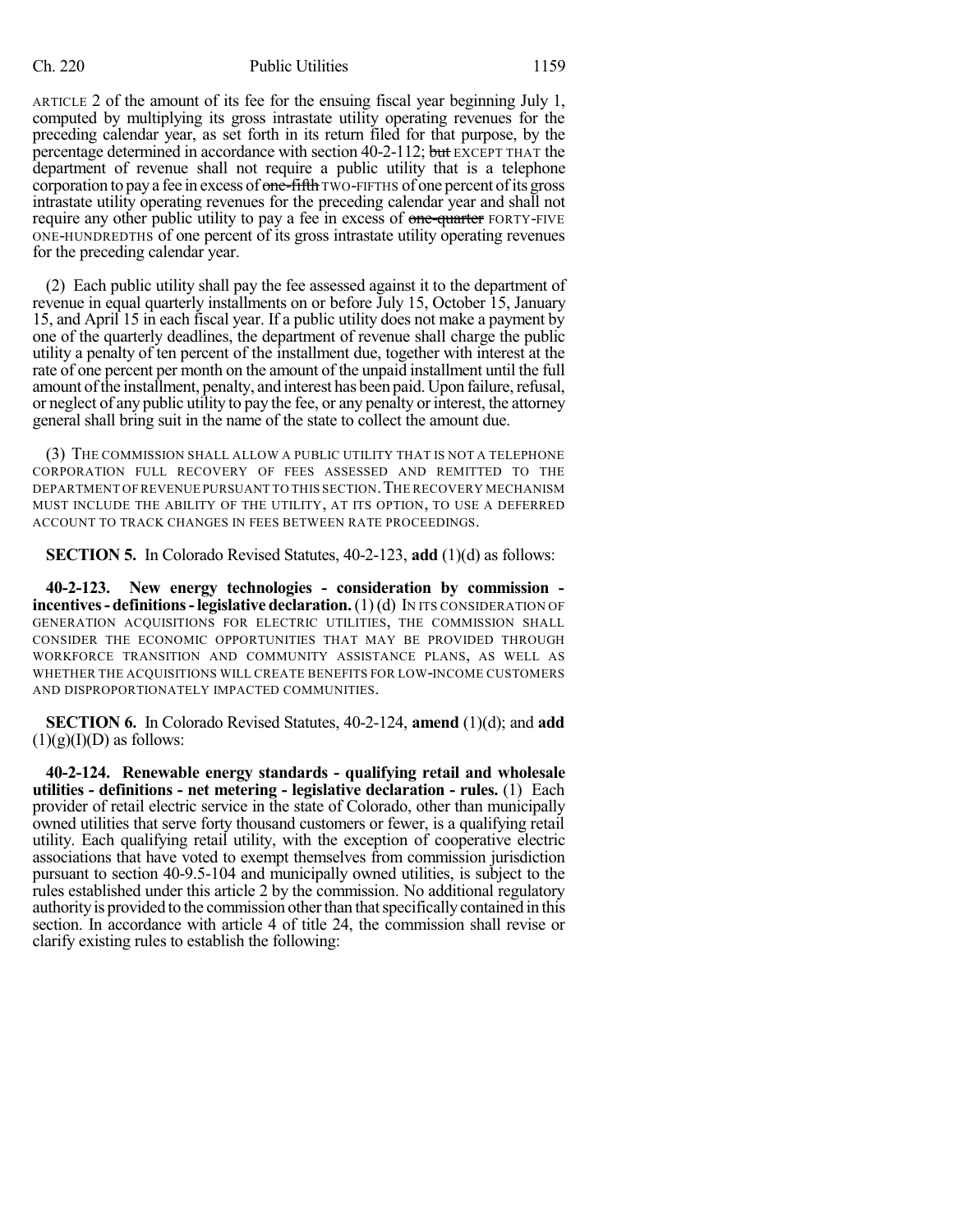ARTICLE 2 of the amount of its fee for the ensuing fiscal year beginning July 1, computed by multiplying its gross intrastate utility operating revenues for the preceding calendar year, as set forth in its return filed for that purpose, by the percentage determined in accordance with section 40-2-112; ~~but~~ EXCEPT THAT the department of revenue shall not require a public utility that is a telephone corporation to pay a fee in excess of ~~one-fifth~~ TWO-FIFTHS of one percent of its gross intrastate utility operating revenues for the preceding calendar year and shall not require any other public utility to pay a fee in excess of ~~one-quarter~~ FORTY-FIVE ONE-HUNDREDTHS of one percent of its gross intrastate utility operating revenues for the preceding calendar year.

(2) Each public utility shall pay the fee assessed against it to the department of revenue in equal quarterly installments on or before July 15, October 15, January 15, and April 15 in each fiscal year. If a public utility does not make a payment by one of the quarterly deadlines, the department of revenue shall charge the public utility a penalty of ten percent of the installment due, together with interest at the rate of one percent per month on the amount of the unpaid installment until the full amount of the installment, penalty, and interest has been paid. Upon failure, refusal, or neglect of any public utility to pay the fee, or any penalty or interest, the attorney general shall bring suit in the name of the state to collect the amount due.

(3) THE COMMISSION SHALL ALLOW A PUBLIC UTILITY THAT IS NOT A TELEPHONE CORPORATION FULL RECOVERY OF FEES ASSESSED AND REMITTED TO THE DEPARTMENT OF REVENUE PURSUANT TO THIS SECTION. THE RECOVERY MECHANISM MUST INCLUDE THE ABILITY OF THE UTILITY, AT ITS OPTION, TO USE A DEFERRED ACCOUNT TO TRACK CHANGES IN FEES BETWEEN RATE PROCEEDINGS.

**SECTION 5.** In Colorado Revised Statutes, 40-2-123, **add** (1)(d) as follows:

**40-2-123. New energy technologies - consideration by commission - incentives - definitions - legislative declaration.** (1) (d) IN ITS CONSIDERATION OF GENERATION ACQUISITIONS FOR ELECTRIC UTILITIES, THE COMMISSION SHALL CONSIDER THE ECONOMIC OPPORTUNITIES THAT MAY BE PROVIDED THROUGH WORKFORCE TRANSITION AND COMMUNITY ASSISTANCE PLANS, AS WELL AS WHETHER THE ACQUISITIONS WILL CREATE BENEFITS FOR LOW-INCOME CUSTOMERS AND DISPROPORTIONATELY IMPACTED COMMUNITIES.

**SECTION 6.** In Colorado Revised Statutes, 40-2-124, **amend** (1)(d); and **add** (1)(g)(I)(D) as follows:

**40-2-124. Renewable energy standards - qualifying retail and wholesale utilities - definitions - net metering - legislative declaration - rules.** (1) Each provider of retail electric service in the state of Colorado, other than municipally owned utilities that serve forty thousand customers or fewer, is a qualifying retail utility. Each qualifying retail utility, with the exception of cooperative electric associations that have voted to exempt themselves from commission jurisdiction pursuant to section 40-9.5-104 and municipally owned utilities, is subject to the rules established under this article 2 by the commission. No additional regulatory authority is provided to the commission other than that specifically contained in this section. In accordance with article 4 of title 24, the commission shall revise or clarify existing rules to establish the following: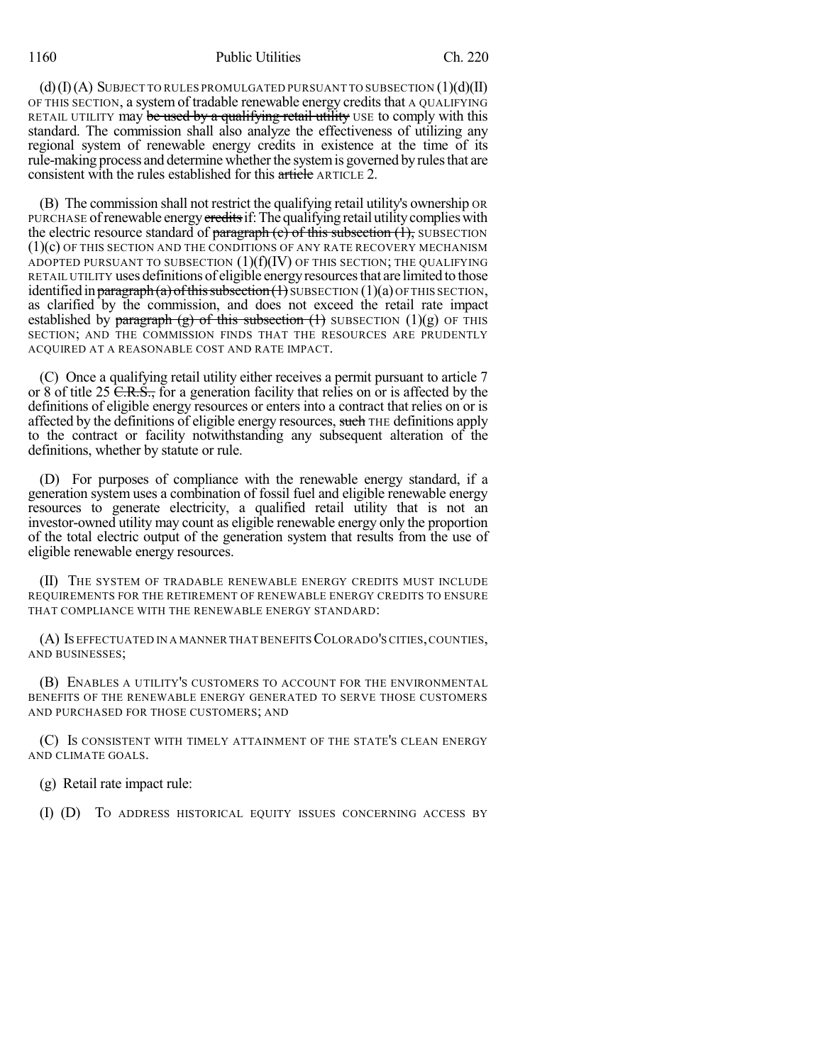(d) (I) (A) SUBJECT TO RULES PROMULGATED PURSUANT TO SUBSECTION (1)(d)(II) OF THIS SECTION, a system of tradable renewable energy credits that A QUALIFYING RETAIL UTILITY may ~~be used by a qualifying retail utility~~ USE to comply with this standard. The commission shall also analyze the effectiveness of utilizing any regional system of renewable energy credits in existence at the time of its rule-making process and determine whether the system is governed by rules that are consistent with the rules established for this ~~article~~ ARTICLE 2.

(B) The commission shall not restrict the qualifying retail utility's ownership OR PURCHASE of renewable energy ~~credits~~ if: The qualifying retail utility complies with the electric resource standard of ~~paragraph (c) of this subsection (1),~~ SUBSECTION (1)(c) OF THIS SECTION AND THE CONDITIONS OF ANY RATE RECOVERY MECHANISM ADOPTED PURSUANT TO SUBSECTION (1)(f)(IV) OF THIS SECTION; THE QUALIFYING RETAIL UTILITY uses definitions of eligible energy resources that are limited to those identified in ~~paragraph (a) of this subsection (1)~~ SUBSECTION (1)(a) OF THIS SECTION, as clarified by the commission, and does not exceed the retail rate impact established by ~~paragraph (g) of this subsection (1)~~ SUBSECTION (1)(g) OF THIS SECTION; AND THE COMMISSION FINDS THAT THE RESOURCES ARE PRUDENTLY ACQUIRED AT A REASONABLE COST AND RATE IMPACT.

(C) Once a qualifying retail utility either receives a permit pursuant to article 7 or 8 of title 25 ~~C.R.S.,~~ for a generation facility that relies on or is affected by the definitions of eligible energy resources or enters into a contract that relies on or is affected by the definitions of eligible energy resources, ~~such~~ THE definitions apply to the contract or facility notwithstanding any subsequent alteration of the definitions, whether by statute or rule.

(D) For purposes of compliance with the renewable energy standard, if a generation system uses a combination of fossil fuel and eligible renewable energy resources to generate electricity, a qualified retail utility that is not an investor-owned utility may count as eligible renewable energy only the proportion of the total electric output of the generation system that results from the use of eligible renewable energy resources.

(II) THE SYSTEM OF TRADABLE RENEWABLE ENERGY CREDITS MUST INCLUDE REQUIREMENTS FOR THE RETIREMENT OF RENEWABLE ENERGY CREDITS TO ENSURE THAT COMPLIANCE WITH THE RENEWABLE ENERGY STANDARD:

(A) IS EFFECTUATED IN A MANNER THAT BENEFITS COLORADO'S CITIES, COUNTIES, AND BUSINESSES;

(B) ENABLES A UTILITY'S CUSTOMERS TO ACCOUNT FOR THE ENVIRONMENTAL BENEFITS OF THE RENEWABLE ENERGY GENERATED TO SERVE THOSE CUSTOMERS AND PURCHASED FOR THOSE CUSTOMERS; AND

(C) IS CONSISTENT WITH TIMELY ATTAINMENT OF THE STATE'S CLEAN ENERGY AND CLIMATE GOALS.

(g) Retail rate impact rule:

(I) (D) TO ADDRESS HISTORICAL EQUITY ISSUES CONCERNING ACCESS BY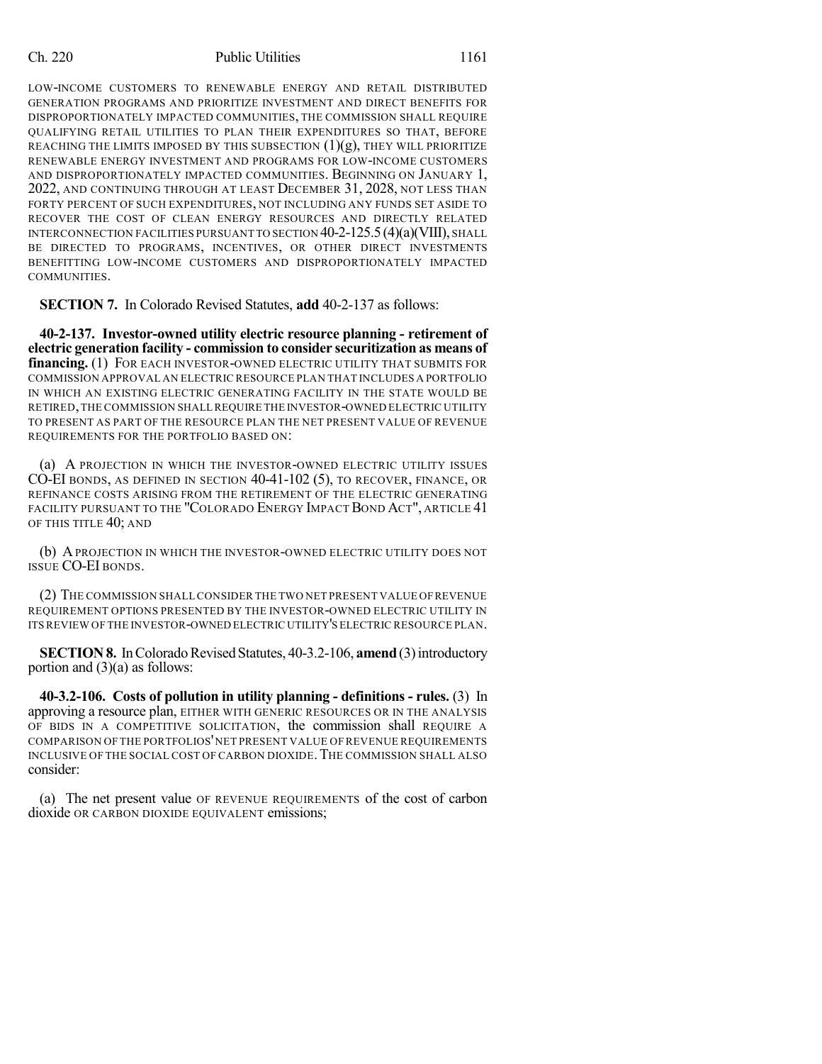LOW-INCOME CUSTOMERS TO RENEWABLE ENERGY AND RETAIL DISTRIBUTED GENERATION PROGRAMS AND PRIORITIZE INVESTMENT AND DIRECT BENEFITS FOR DISPROPORTIONATELY IMPACTED COMMUNITIES, THE COMMISSION SHALL REQUIRE QUALIFYING RETAIL UTILITIES TO PLAN THEIR EXPENDITURES SO THAT, BEFORE REACHING THE LIMITS IMPOSED BY THIS SUBSECTION (1)(g), THEY WILL PRIORITIZE RENEWABLE ENERGY INVESTMENT AND PROGRAMS FOR LOW-INCOME CUSTOMERS AND DISPROPORTIONATELY IMPACTED COMMUNITIES. BEGINNING ON JANUARY 1, 2022, AND CONTINUING THROUGH AT LEAST DECEMBER 31, 2028, NOT LESS THAN FORTY PERCENT OF SUCH EXPENDITURES, NOT INCLUDING ANY FUNDS SET ASIDE TO RECOVER THE COST OF CLEAN ENERGY RESOURCES AND DIRECTLY RELATED INTERCONNECTION FACILITIES PURSUANT TO SECTION 40-2-125.5 (4)(a)(VIII), SHALL BE DIRECTED TO PROGRAMS, INCENTIVES, OR OTHER DIRECT INVESTMENTS BENEFITTING LOW-INCOME CUSTOMERS AND DISPROPORTIONATELY IMPACTED COMMUNITIES.

**SECTION 7.** In Colorado Revised Statutes, **add** 40-2-137 as follows:

**40-2-137. Investor-owned utility electric resource planning - retirement of electric generation facility - commission to consider securitization as means of financing.** (1) FOR EACH INVESTOR-OWNED ELECTRIC UTILITY THAT SUBMITS FOR COMMISSION APPROVAL AN ELECTRIC RESOURCE PLAN THAT INCLUDES A PORTFOLIO IN WHICH AN EXISTING ELECTRIC GENERATING FACILITY IN THE STATE WOULD BE RETIRED, THE COMMISSION SHALL REQUIRE THE INVESTOR-OWNED ELECTRIC UTILITY TO PRESENT AS PART OF THE RESOURCE PLAN THE NET PRESENT VALUE OF REVENUE REQUIREMENTS FOR THE PORTFOLIO BASED ON:

(a) A PROJECTION IN WHICH THE INVESTOR-OWNED ELECTRIC UTILITY ISSUES CO-EI BONDS, AS DEFINED IN SECTION 40-41-102 (5), TO RECOVER, FINANCE, OR REFINANCE COSTS ARISING FROM THE RETIREMENT OF THE ELECTRIC GENERATING FACILITY PURSUANT TO THE "COLORADO ENERGY IMPACT BOND ACT", ARTICLE 41 OF THIS TITLE 40; AND

(b) A PROJECTION IN WHICH THE INVESTOR-OWNED ELECTRIC UTILITY DOES NOT ISSUE CO-EI BONDS.

(2) THE COMMISSION SHALL CONSIDER THE TWO NET PRESENT VALUE OF REVENUE REQUIREMENT OPTIONS PRESENTED BY THE INVESTOR-OWNED ELECTRIC UTILITY IN ITS REVIEW OF THE INVESTOR-OWNED ELECTRIC UTILITY'S ELECTRIC RESOURCE PLAN.

**SECTION 8.** In Colorado Revised Statutes, 40-3.2-106, **amend** (3) introductory portion and (3)(a) as follows:

**40-3.2-106. Costs of pollution in utility planning - definitions - rules.** (3) In approving a resource plan, EITHER WITH GENERIC RESOURCES OR IN THE ANALYSIS OF BIDS IN A COMPETITIVE SOLICITATION, the commission shall REQUIRE A COMPARISON OF THE PORTFOLIOS' NET PRESENT VALUE OF REVENUE REQUIREMENTS INCLUSIVE OF THE SOCIAL COST OF CARBON DIOXIDE. THE COMMISSION SHALL ALSO consider:

(a) The net present value OF REVENUE REQUIREMENTS of the cost of carbon dioxide OR CARBON DIOXIDE EQUIVALENT emissions;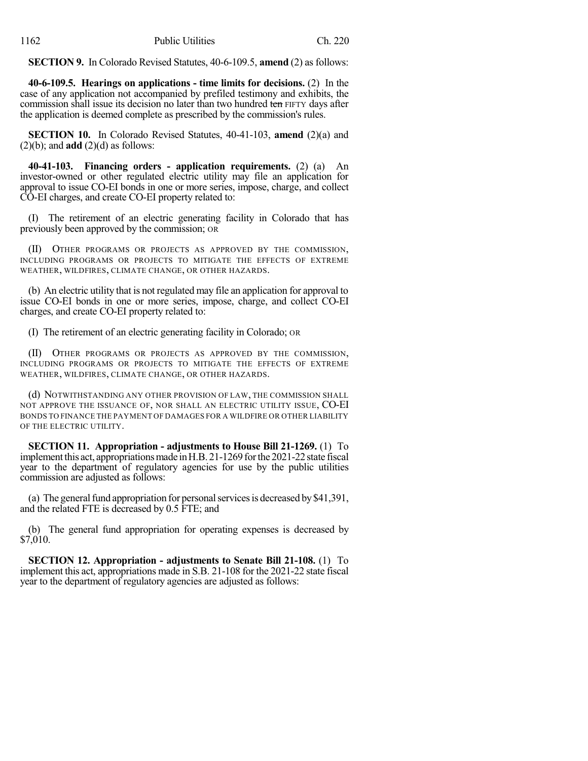**SECTION 9.** In Colorado Revised Statutes, 40-6-109.5, **amend** (2) as follows:

**40-6-109.5. Hearings on applications - time limits for decisions.** (2) In the case of any application not accompanied by prefiled testimony and exhibits, the commission shall issue its decision no later than two hundred ~~ten~~ FIFTY days after the application is deemed complete as prescribed by the commission's rules.

**SECTION 10.** In Colorado Revised Statutes, 40-41-103, **amend** (2)(a) and (2)(b); and **add** (2)(d) as follows:

**40-41-103. Financing orders - application requirements.** (2) (a) An investor-owned or other regulated electric utility may file an application for approval to issue CO-EI bonds in one or more series, impose, charge, and collect CO-EI charges, and create CO-EI property related to:

(I) The retirement of an electric generating facility in Colorado that has previously been approved by the commission; OR

(II) OTHER PROGRAMS OR PROJECTS AS APPROVED BY THE COMMISSION, INCLUDING PROGRAMS OR PROJECTS TO MITIGATE THE EFFECTS OF EXTREME WEATHER, WILDFIRES, CLIMATE CHANGE, OR OTHER HAZARDS.

(b) An electric utility that is not regulated may file an application for approval to issue CO-EI bonds in one or more series, impose, charge, and collect CO-EI charges, and create CO-EI property related to:

(I) The retirement of an electric generating facility in Colorado; OR

(II) OTHER PROGRAMS OR PROJECTS AS APPROVED BY THE COMMISSION, INCLUDING PROGRAMS OR PROJECTS TO MITIGATE THE EFFECTS OF EXTREME WEATHER, WILDFIRES, CLIMATE CHANGE, OR OTHER HAZARDS.

(d) NOTWITHSTANDING ANY OTHER PROVISION OF LAW, THE COMMISSION SHALL NOT APPROVE THE ISSUANCE OF, NOR SHALL AN ELECTRIC UTILITY ISSUE, CO-EI BONDS TO FINANCE THE PAYMENT OF DAMAGES FOR A WILDFIRE OR OTHER LIABILITY OF THE ELECTRIC UTILITY.

**SECTION 11. Appropriation - adjustments to House Bill 21-1269.** (1) To implement this act, appropriations made in H.B. 21-1269 for the 2021-22 state fiscal year to the department of regulatory agencies for use by the public utilities commission are adjusted as follows:

(a) The general fund appropriation for personal services is decreased by $41,391, and the related FTE is decreased by 0.5 FTE; and

(b) The general fund appropriation for operating expenses is decreased by $7,010.

**SECTION 12. Appropriation - adjustments to Senate Bill 21-108.** (1) To implement this act, appropriations made in S.B. 21-108 for the 2021-22 state fiscal year to the department of regulatory agencies are adjusted as follows: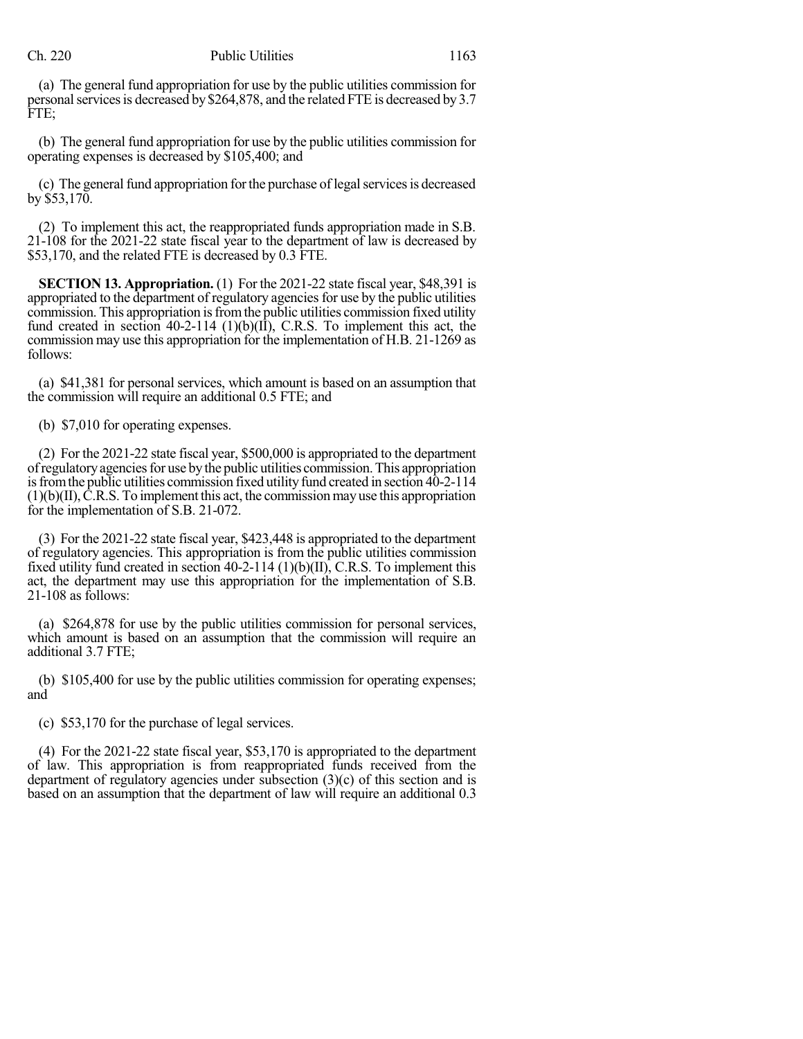(a) The general fund appropriation for use by the public utilities commission for personal services is decreased by $264,878, and the related FTE is decreased by 3.7 FTE;

(b) The general fund appropriation for use by the public utilities commission for operating expenses is decreased by $105,400; and

(c) The general fund appropriation for the purchase of legal services is decreased by $53,170.

(2) To implement this act, the reappropriated funds appropriation made in S.B. 21-108 for the 2021-22 state fiscal year to the department of law is decreased by $53,170, and the related FTE is decreased by 0.3 FTE.

**SECTION 13. Appropriation.** (1) For the 2021-22 state fiscal year, $48,391 is appropriated to the department of regulatory agencies for use by the public utilities commission. This appropriation is from the public utilities commission fixed utility fund created in section 40-2-114 (1)(b)(II), C.R.S. To implement this act, the commission may use this appropriation for the implementation of H.B. 21-1269 as follows:

(a) $41,381 for personal services, which amount is based on an assumption that the commission will require an additional 0.5 FTE; and

(b) $7,010 for operating expenses.

(2) For the 2021-22 state fiscal year, $500,000 is appropriated to the department of regulatory agencies for use by the public utilities commission. This appropriation is from the public utilities commission fixed utility fund created in section 40-2-114 (1)(b)(II), C.R.S. To implement this act, the commission may use this appropriation for the implementation of S.B. 21-072.

(3) For the 2021-22 state fiscal year, $423,448 is appropriated to the department of regulatory agencies. This appropriation is from the public utilities commission fixed utility fund created in section 40-2-114 (1)(b)(II), C.R.S. To implement this act, the department may use this appropriation for the implementation of S.B. 21-108 as follows:

(a) $264,878 for use by the public utilities commission for personal services, which amount is based on an assumption that the commission will require an additional 3.7 FTE;

(b) $105,400 for use by the public utilities commission for operating expenses; and

(c) $53,170 for the purchase of legal services.

(4) For the 2021-22 state fiscal year, $53,170 is appropriated to the department of law. This appropriation is from reappropriated funds received from the department of regulatory agencies under subsection (3)(c) of this section and is based on an assumption that the department of law will require an additional 0.3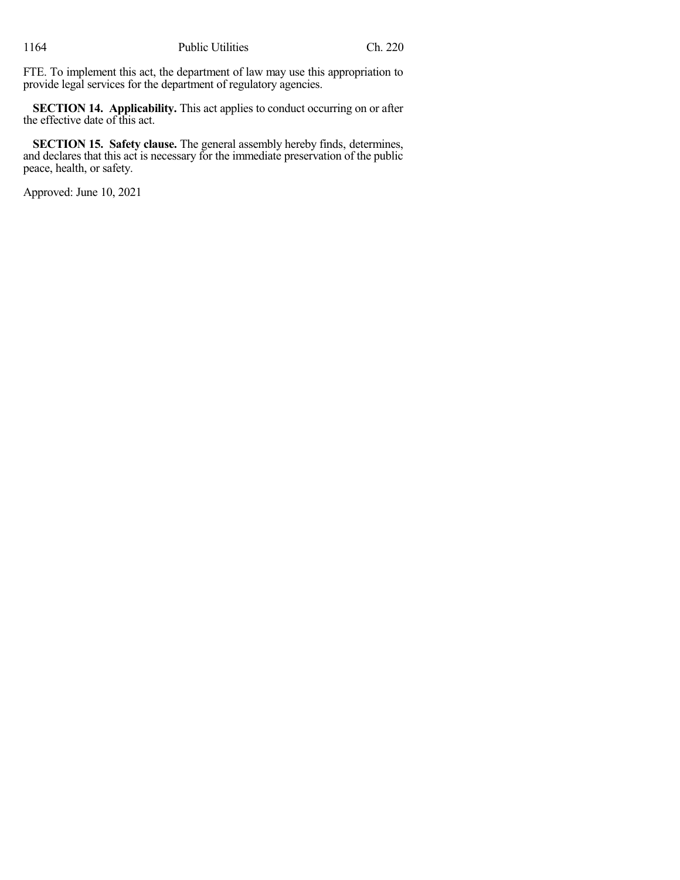FTE. To implement this act, the department of law may use this appropriation to provide legal services for the department of regulatory agencies.

**SECTION 14. Applicability.** This act applies to conduct occurring on or after the effective date of this act.

**SECTION 15. Safety clause.** The general assembly hereby finds, determines, and declares that this act is necessary for the immediate preservation of the public peace, health, or safety.

Approved: June 10, 2021